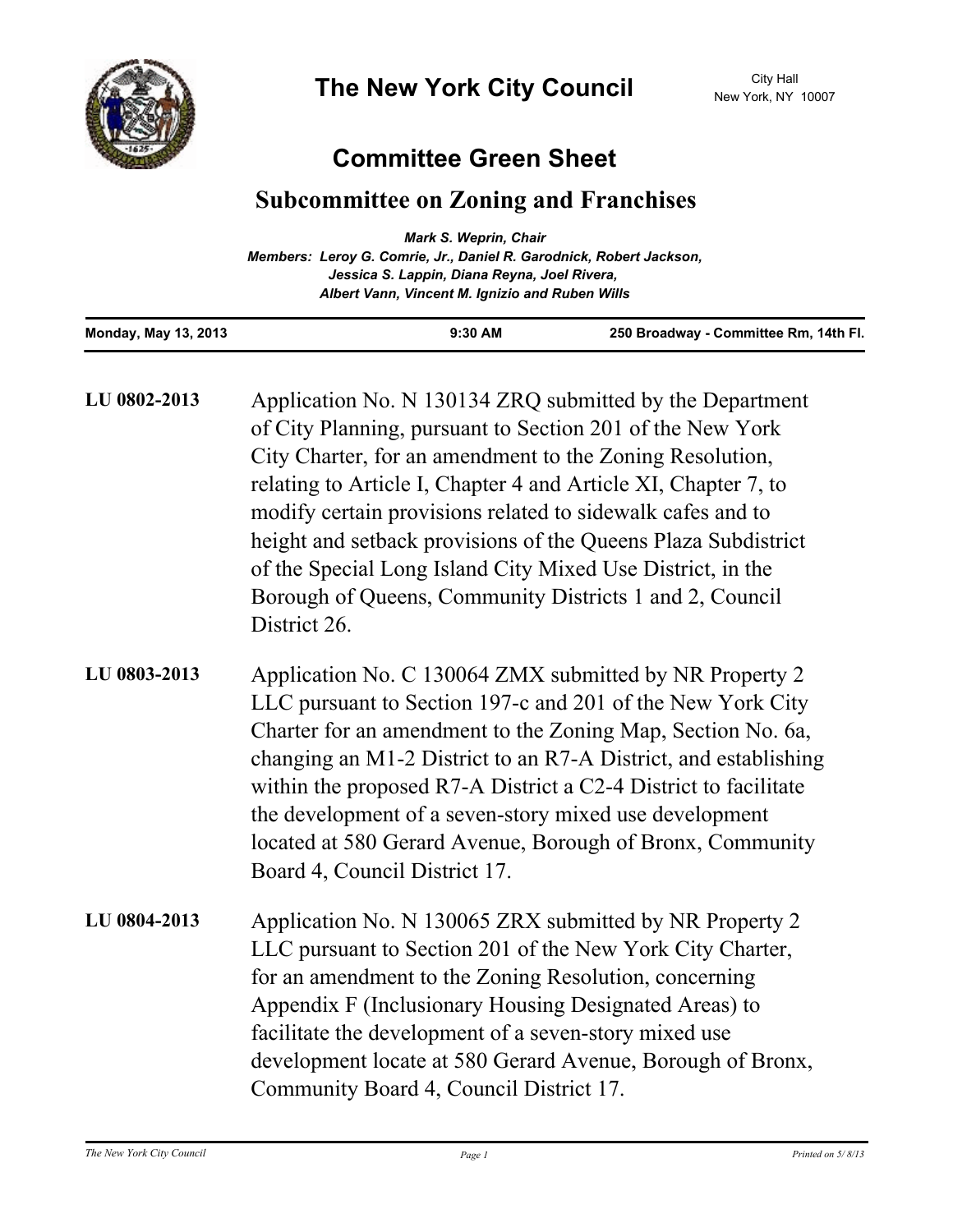# The New York City Council

City Hall
New York, NY 10007

## Committee Green Sheet

### Subcommittee on Zoning and Franchises

*Mark S. Weprin, Chair*
*Members: Leroy G. Comrie, Jr., Daniel R. Garodnick, Robert Jackson, Jessica S. Lappin, Diana Reyna, Joel Rivera, Albert Vann, Vincent M. Ignizio and Ruben Wills*

| Monday, May 13, 2013 | 9:30 AM | 250 Broadway - Committee Rm, 14th Fl. |
|---|---|---|

**LU 0802-2013** Application No. N 130134 ZRQ submitted by the Department of City Planning, pursuant to Section 201 of the New York City Charter, for an amendment to the Zoning Resolution, relating to Article I, Chapter 4 and Article XI, Chapter 7, to modify certain provisions related to sidewalk cafes and to height and setback provisions of the Queens Plaza Subdistrict of the Special Long Island City Mixed Use District, in the Borough of Queens, Community Districts 1 and 2, Council District 26.

**LU 0803-2013** Application No. C 130064 ZMX submitted by NR Property 2 LLC pursuant to Section 197-c and 201 of the New York City Charter for an amendment to the Zoning Map, Section No. 6a, changing an M1-2 District to an R7-A District, and establishing within the proposed R7-A District a C2-4 District to facilitate the development of a seven-story mixed use development located at 580 Gerard Avenue, Borough of Bronx, Community Board 4, Council District 17.

**LU 0804-2013** Application No. N 130065 ZRX submitted by NR Property 2 LLC pursuant to Section 201 of the New York City Charter, for an amendment to the Zoning Resolution, concerning Appendix F (Inclusionary Housing Designated Areas) to facilitate the development of a seven-story mixed use development locate at 580 Gerard Avenue, Borough of Bronx, Community Board 4, Council District 17.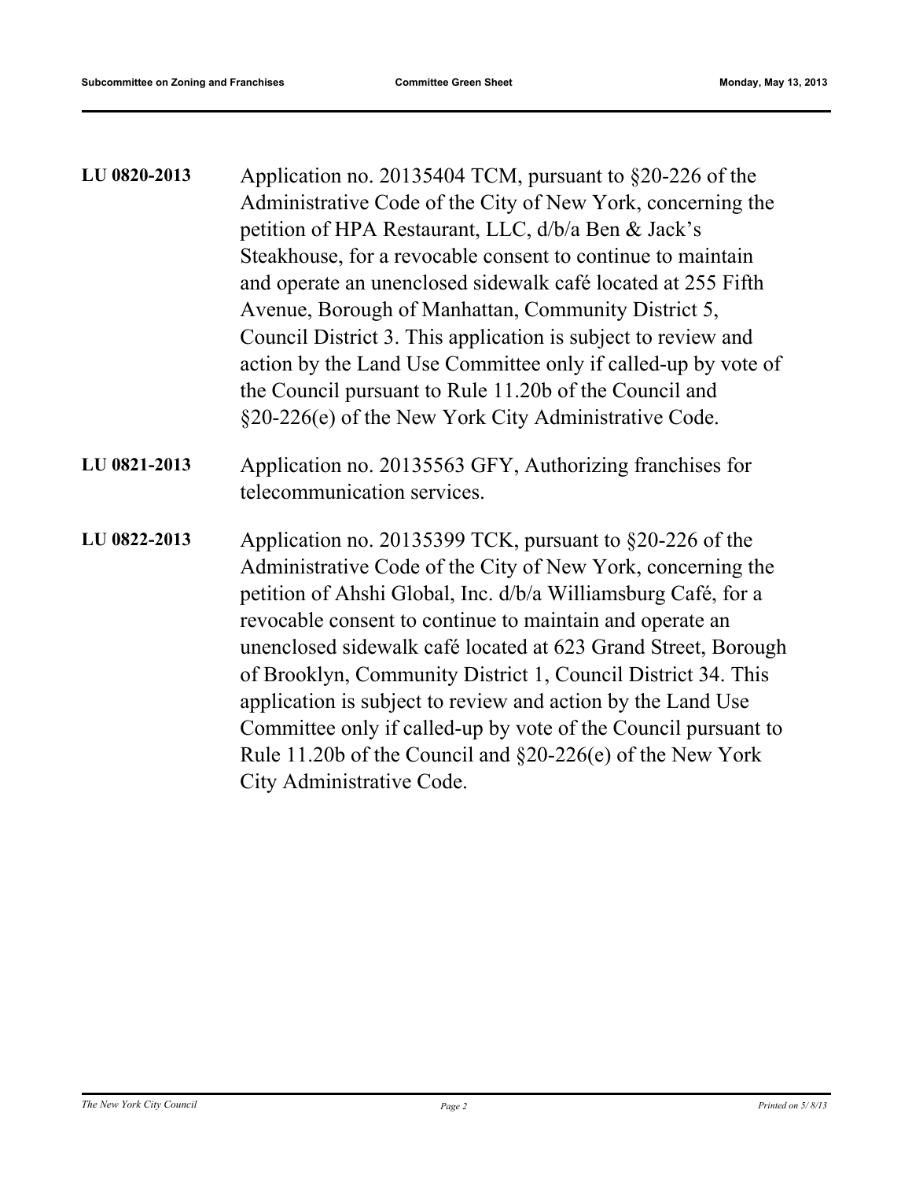**LU 0820-2013**

Application no. 20135404 TCM, pursuant to §20-226 of the Administrative Code of the City of New York, concerning the petition of HPA Restaurant, LLC, d/b/a Ben & Jack's Steakhouse, for a revocable consent to continue to maintain and operate an unenclosed sidewalk café located at 255 Fifth Avenue, Borough of Manhattan, Community District 5, Council District 3. This application is subject to review and action by the Land Use Committee only if called-up by vote of the Council pursuant to Rule 11.20b of the Council and §20-226(e) of the New York City Administrative Code.

**LU 0821-2013**

Application no. 20135563 GFY, Authorizing franchises for telecommunication services.

**LU 0822-2013**

Application no. 20135399 TCK, pursuant to §20-226 of the Administrative Code of the City of New York, concerning the petition of Ahshi Global, Inc. d/b/a Williamsburg Café, for a revocable consent to continue to maintain and operate an unenclosed sidewalk café located at 623 Grand Street, Borough of Brooklyn, Community District 1, Council District 34. This application is subject to review and action by the Land Use Committee only if called-up by vote of the Council pursuant to Rule 11.20b of the Council and §20-226(e) of the New York City Administrative Code.